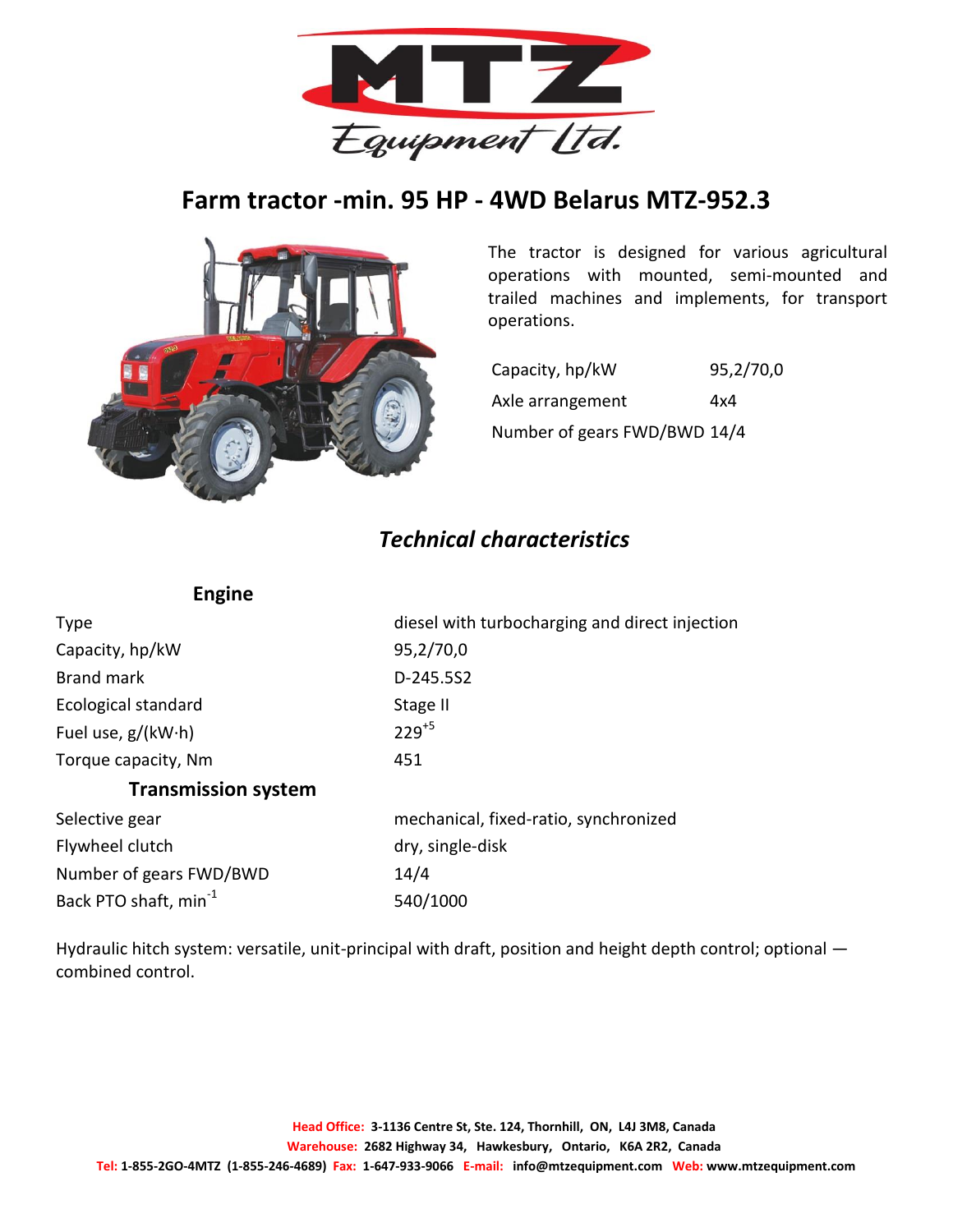# Farm tractor -min. 95 HP - 4WD Belarus MTZ-952.3

The tractor is designed for various agricultural operations with mounted, semi-mounted and trailed machines and implements, for transport operations.

| | |
|---|---|
| Capacity, hp/kW | 95,2/70,0 |
| Axle arrangement | 4x4 |
| Number of gears FWD/BWD | 14/4 |

## *Technical characteristics*

### Engine

| | |
|---|---|
| Type | diesel with turbocharging and direct injection |
| Capacity, hp/kW | 95,2/70,0 |
| Brand mark | D-245.5S2 |
| Ecological standard | Stage II |
| Fuel use, g/(kW·h) | $229^{+5}$ |
| Torque capacity, Nm | 451 |

### Transmission system

| | |
|---|---|
| Selective gear | mechanical, fixed-ratio, synchronized |
| Flywheel clutch | dry, single-disk |
| Number of gears FWD/BWD | 14/4 |
| Back PTO shaft, $min^{-1}$ | 540/1000 |

Hydraulic hitch system: versatile, unit-principal with draft, position and height depth control; optional — combined control.

**Head Office:** **3-1136 Centre St, Ste. 124, Thornhill, ON, L4J 3M8, Canada**
**Warehouse:** **2682 Highway 34, Hawkesbury, Ontario, K6A 2R2, Canada**
**Tel:** **1-855-2GO-4MTZ (1-855-246-4689)** **Fax:** **1-647-933-9066** **E-mail:** **info@mtzequipment.com** **Web:** **www.mtzequipment.com**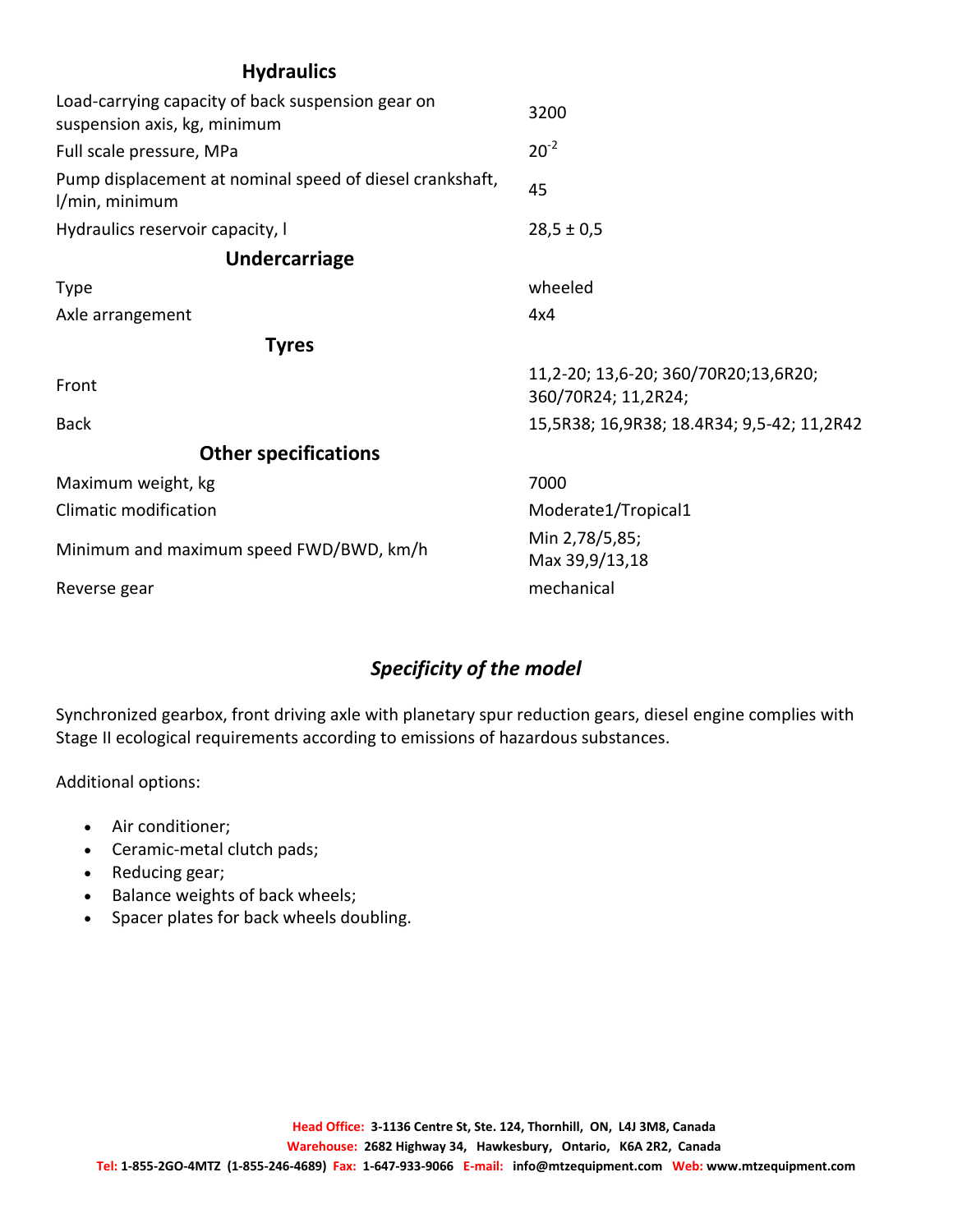| Hydraulics | |
|---|---|
| Load-carrying capacity of back suspension gear on suspension axis, kg, minimum | 3200 |
| Full scale pressure, MPa | $20^{-2}$ |
| Pump displacement at nominal speed of diesel crankshaft, l/min, minimum | 45 |
| Hydraulics reservoir capacity, l | 28,5 ± 0,5 |
| **Undercarriage** | |
| Type | wheeled |
| Axle arrangement | 4x4 |
| **Tyres** | |
| Front | 11,2-20; 13,6-20; 360/70R20;13,6R20; 360/70R24; 11,2R24; |
| Back | 15,5R38; 16,9R38; 18.4R34; 9,5-42; 11,2R42 |
| **Other specifications** | |
| Maximum weight, kg | 7000 |
| Climatic modification | Moderate1/Tropical1 |
| Minimum and maximum speed FWD/BWD, km/h | Min 2,78/5,85; Max 39,9/13,18 |
| Reverse gear | mechanical |

## *Specificity of the model*

Synchronized gearbox, front driving axle with planetary spur reduction gears, diesel engine complies with Stage II ecological requirements according to emissions of hazardous substances.

Additional options:

- Air conditioner;
- Ceramic-metal clutch pads;
- Reducing gear;
- Balance weights of back wheels;
- Spacer plates for back wheels doubling.

**Head Office: 3-1136 Centre St, Ste. 124, Thornhill, ON, L4J 3M8, Canada**
**Warehouse: 2682 Highway 34, Hawkesbury, Ontario, K6A 2R2, Canada**
**Tel: 1-855-2GO-4MTZ (1-855-246-4689) Fax: 1-647-933-9066 E-mail: info@mtzequipment.com Web: www.mtzequipment.com**